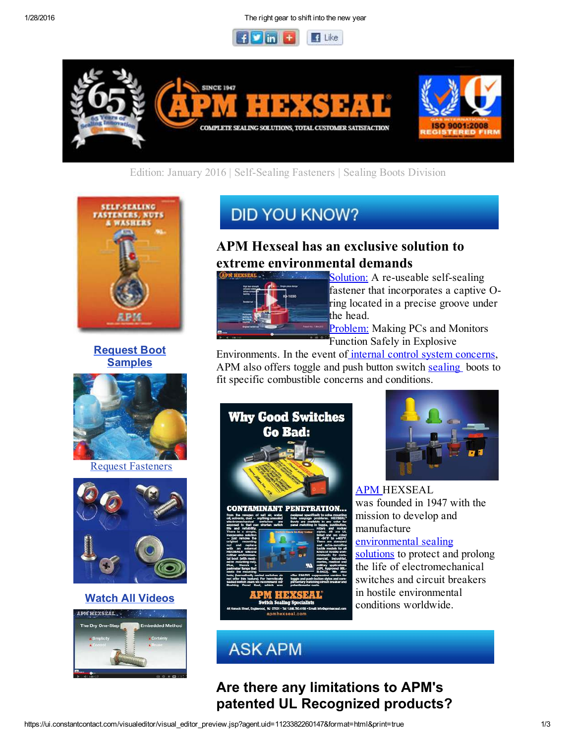Edition: January 2016 | Self-Sealing Fasteners | Sealing Boots Division

**Request Boot Samples**

Request Fasteners

**Watch All Videos**

## DID YOU KNOW?

### APM Hexseal has an exclusive solution to extreme environmental demands

Solution: A re-useable self-sealing fastener that incorporates a captive O-ring located in a precise groove under the head.

Problem: Making PCs and Monitors Function Safely in Explosive Environments. In the event of internal control system concerns, APM also offers toggle and push button switch sealing boots to fit specific combustible concerns and conditions.

APM HEXSEAL was founded in 1947 with the mission to develop and manufacture environmental sealing solutions to protect and prolong the life of electromechanical switches and circuit breakers in hostile environmental conditions worldwide.

## ASK APM

### Are there any limitations to APM's patented UL Recognized products?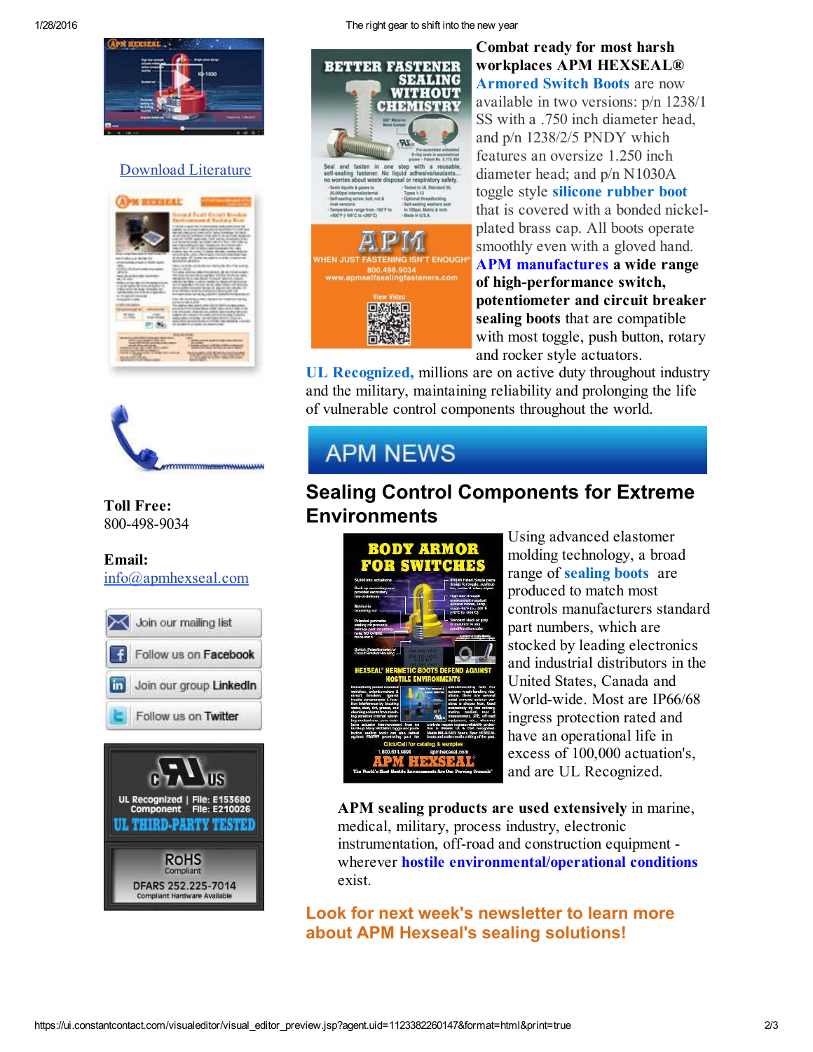Download Literature

**Toll Free:**
800-498-9034

**Email:**
info@apmhexseal.com

Join our mailing list

Follow us on Facebook

Join our group LinkedIn

Follow us on Twitter

**Combat ready for most harsh workplaces APM HEXSEAL®** **Armored Switch Boots** are now available in two versions: p/n 1238/1 SS with a .750 inch diameter head, and p/n 1238/2/5 PNDY which features an oversize 1.250 inch diameter head; and p/n N1030A toggle style **silicone rubber boot** that is covered with a bonded nickel-plated brass cap. All boots operate smoothly even with a gloved hand. **APM manufactures a wide range of high-performance switch, potentiometer and circuit breaker sealing boots** that are compatible with most toggle, push button, rotary and rocker style actuators. **UL Recognized,** millions are on active duty throughout industry and the military, maintaining reliability and prolonging the life of vulnerable control components throughout the world.

## APM NEWS

## Sealing Control Components for Extreme Environments

Using advanced elastomer molding technology, a broad range of **sealing boots** are produced to match most controls manufacturers standard part numbers, which are stocked by leading electronics and industrial distributors in the United States, Canada and World-wide. Most are IP66/68 ingress protection rated and have an operational life in excess of 100,000 actuation's, and are UL Recognized.

**APM sealing products are used extensively** in marine, medical, military, process industry, electronic instrumentation, off-road and construction equipment - wherever **hostile environmental/operational conditions** exist.

**Look for next week's newsletter to learn more about APM Hexseal's sealing solutions!**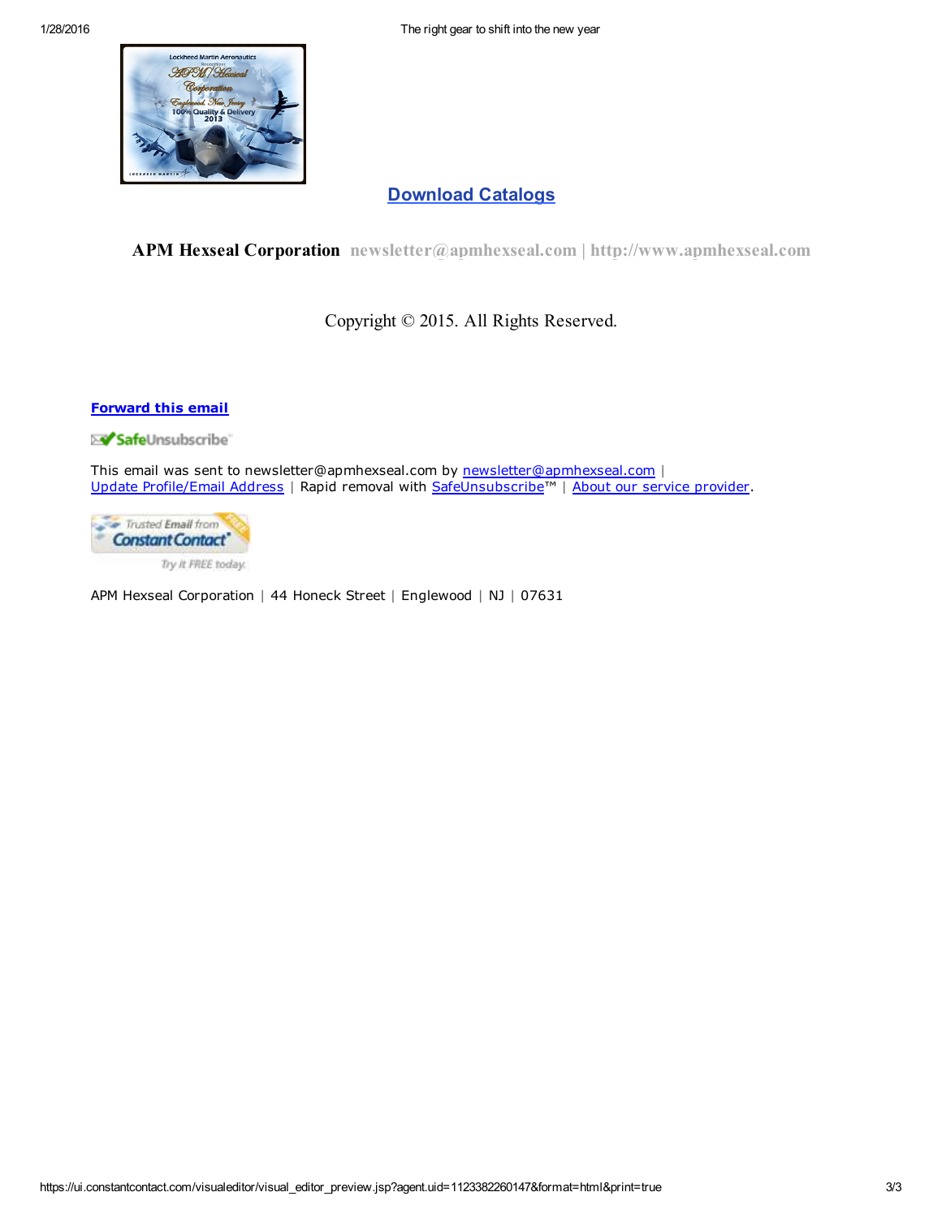Download Catalogs

**APM Hexseal Corporation** newsletter@apmhexseal.com | http://www.apmhexseal.com

Copyright © 2015. All Rights Reserved.

**Forward this email**

SafeUnsubscribe

This email was sent to newsletter@apmhexseal.com by newsletter@apmhexseal.com | Update Profile/Email Address | Rapid removal with SafeUnsubscribe™ | About our service provider.

Trusted Email from Constant Contact
Try it FREE today.

APM Hexseal Corporation | 44 Honeck Street | Englewood | NJ | 07631